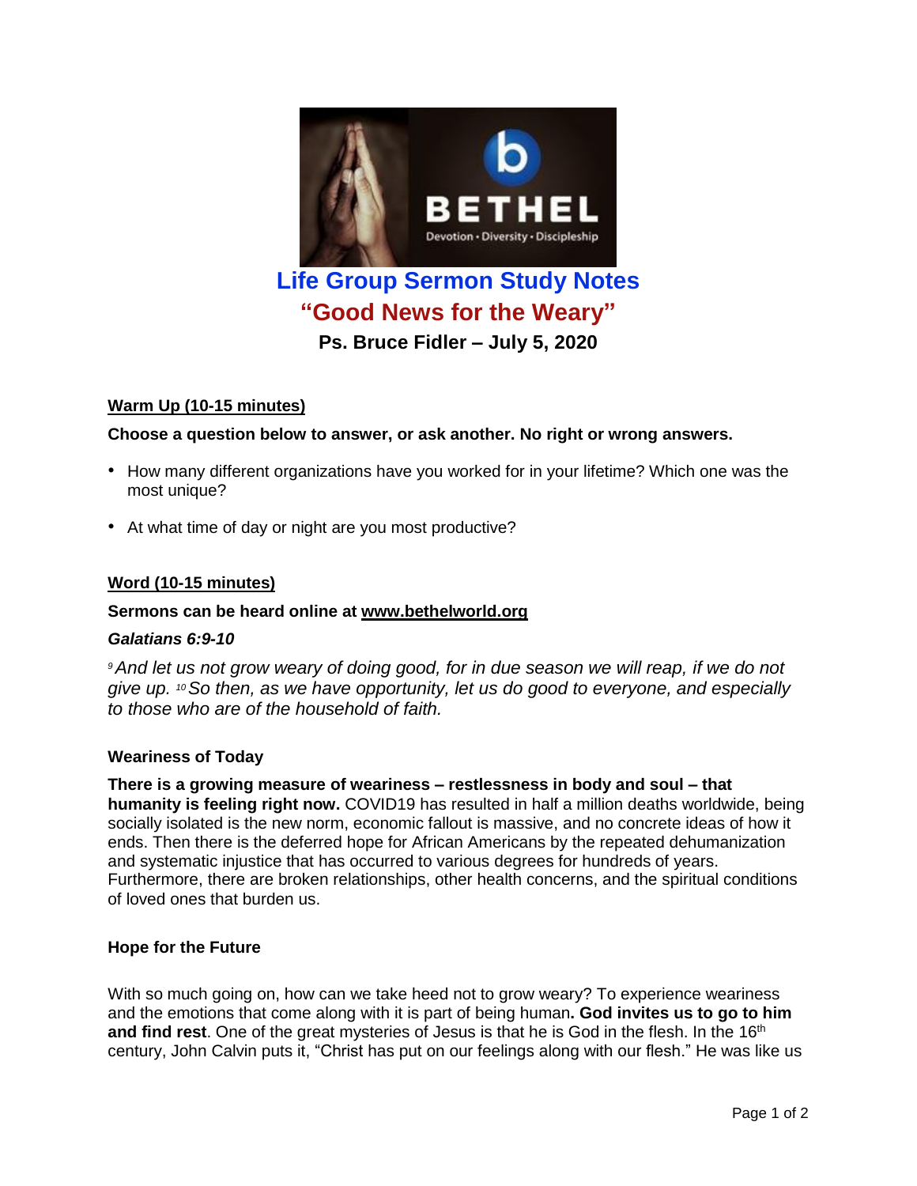# Life Group Sermon Study Notes

## "Good News for the Weary"

### Ps. Bruce Fidler – July 5, 2020

**Warm Up (10-15 minutes)**

**Choose a question below to answer, or ask another. No right or wrong answers.**

- How many different organizations have you worked for in your lifetime? Which one was the most unique?
- At what time of day or night are you most productive?

**Word (10-15 minutes)**

**Sermons can be heard online at www.bethelworld.org**

***Galatians 6:9-10***

*[9] And let us not grow weary of doing good, for in due season we will reap, if we do not give up. [10] So then, as we have opportunity, let us do good to everyone, and especially to those who are of the household of faith.*

**Weariness of Today**

**There is a growing measure of weariness – restlessness in body and soul – that humanity is feeling right now.** COVID19 has resulted in half a million deaths worldwide, being socially isolated is the new norm, economic fallout is massive, and no concrete ideas of how it ends. Then there is the deferred hope for African Americans by the repeated dehumanization and systematic injustice that has occurred to various degrees for hundreds of years. Furthermore, there are broken relationships, other health concerns, and the spiritual conditions of loved ones that burden us.

**Hope for the Future**

With so much going on, how can we take heed not to grow weary? To experience weariness and the emotions that come along with it is part of being human**. God invites us to go to him and find rest**. One of the great mysteries of Jesus is that he is God in the flesh. In the 16th century, John Calvin puts it, "Christ has put on our feelings along with our flesh." He was like us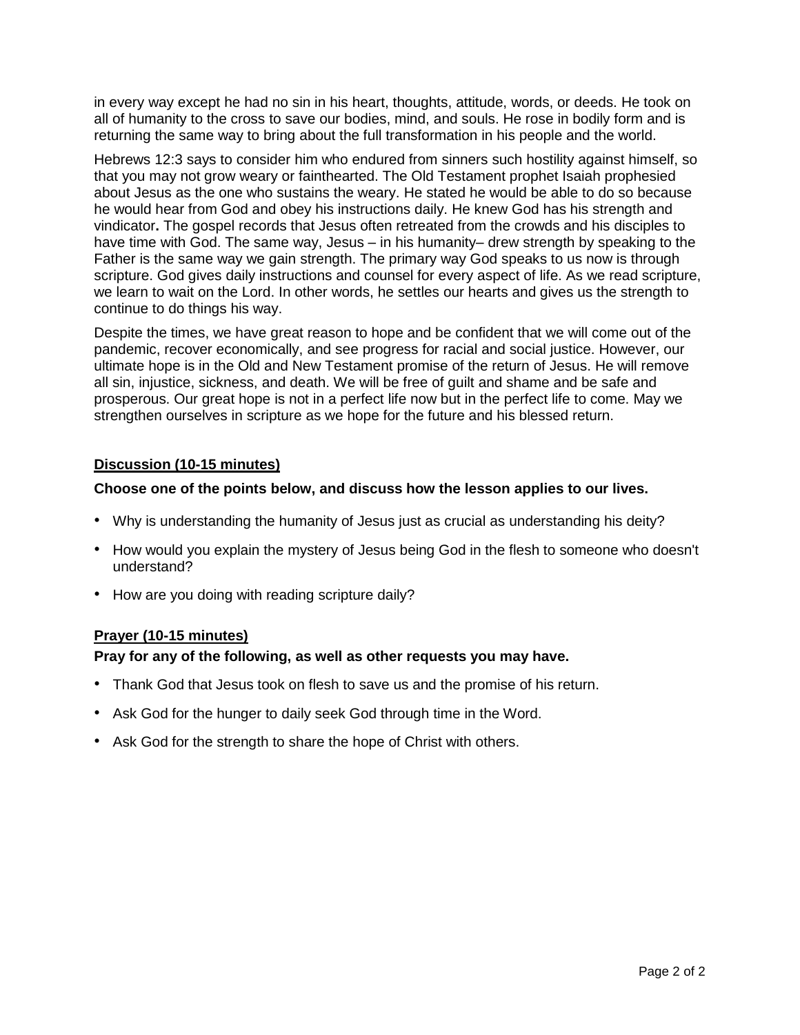in every way except he had no sin in his heart, thoughts, attitude, words, or deeds. He took on all of humanity to the cross to save our bodies, mind, and souls. He rose in bodily form and is returning the same way to bring about the full transformation in his people and the world.

Hebrews 12:3 says to consider him who endured from sinners such hostility against himself, so that you may not grow weary or fainthearted. The Old Testament prophet Isaiah prophesied about Jesus as the one who sustains the weary. He stated he would be able to do so because he would hear from God and obey his instructions daily. He knew God has his strength and vindicator**.** The gospel records that Jesus often retreated from the crowds and his disciples to have time with God. The same way, Jesus – in his humanity– drew strength by speaking to the Father is the same way we gain strength. The primary way God speaks to us now is through scripture. God gives daily instructions and counsel for every aspect of life. As we read scripture, we learn to wait on the Lord. In other words, he settles our hearts and gives us the strength to continue to do things his way.

Despite the times, we have great reason to hope and be confident that we will come out of the pandemic, recover economically, and see progress for racial and social justice. However, our ultimate hope is in the Old and New Testament promise of the return of Jesus. He will remove all sin, injustice, sickness, and death. We will be free of guilt and shame and be safe and prosperous. Our great hope is not in a perfect life now but in the perfect life to come. May we strengthen ourselves in scripture as we hope for the future and his blessed return.

**Discussion (10-15 minutes)**

**Choose one of the points below, and discuss how the lesson applies to our lives.**

- Why is understanding the humanity of Jesus just as crucial as understanding his deity?
- How would you explain the mystery of Jesus being God in the flesh to someone who doesn't understand?
- How are you doing with reading scripture daily?

**Prayer (10-15 minutes)**

**Pray for any of the following, as well as other requests you may have.**

- Thank God that Jesus took on flesh to save us and the promise of his return.
- Ask God for the hunger to daily seek God through time in the Word.
- Ask God for the strength to share the hope of Christ with others.